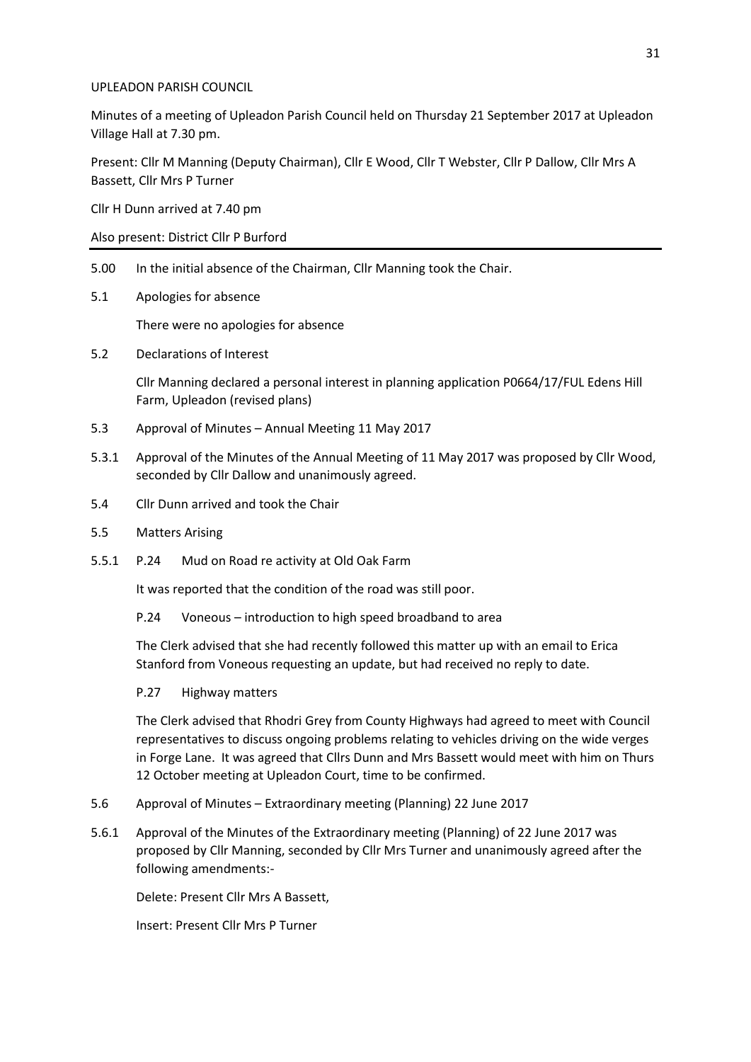UPLEADON PARISH COUNCIL

Minutes of a meeting of Upleadon Parish Council held on Thursday 21 September 2017 at Upleadon Village Hall at 7.30 pm.

Present: Cllr M Manning (Deputy Chairman), Cllr E Wood, Cllr T Webster, Cllr P Dallow, Cllr Mrs A Bassett, Cllr Mrs P Turner

Cllr H Dunn arrived at 7.40 pm

Also present: District Cllr P Burford

---

5.00 In the initial absence of the Chairman, Cllr Manning took the Chair.

5.1 Apologies for absence

There were no apologies for absence

5.2 Declarations of Interest

Cllr Manning declared a personal interest in planning application P0664/17/FUL Edens Hill Farm, Upleadon (revised plans)

5.3 Approval of Minutes – Annual Meeting 11 May 2017

5.3.1 Approval of the Minutes of the Annual Meeting of 11 May 2017 was proposed by Cllr Wood, seconded by Cllr Dallow and unanimously agreed.

5.4 Cllr Dunn arrived and took the Chair

5.5 Matters Arising

5.5.1 P.24 Mud on Road re activity at Old Oak Farm

It was reported that the condition of the road was still poor.

P.24 Voneous – introduction to high speed broadband to area

The Clerk advised that she had recently followed this matter up with an email to Erica Stanford from Voneous requesting an update, but had received no reply to date.

P.27 Highway matters

The Clerk advised that Rhodri Grey from County Highways had agreed to meet with Council representatives to discuss ongoing problems relating to vehicles driving on the wide verges in Forge Lane. It was agreed that Cllrs Dunn and Mrs Bassett would meet with him on Thurs 12 October meeting at Upleadon Court, time to be confirmed.

5.6 Approval of Minutes – Extraordinary meeting (Planning) 22 June 2017

5.6.1 Approval of the Minutes of the Extraordinary meeting (Planning) of 22 June 2017 was proposed by Cllr Manning, seconded by Cllr Mrs Turner and unanimously agreed after the following amendments:-

Delete: Present Cllr Mrs A Bassett,

Insert: Present Cllr Mrs P Turner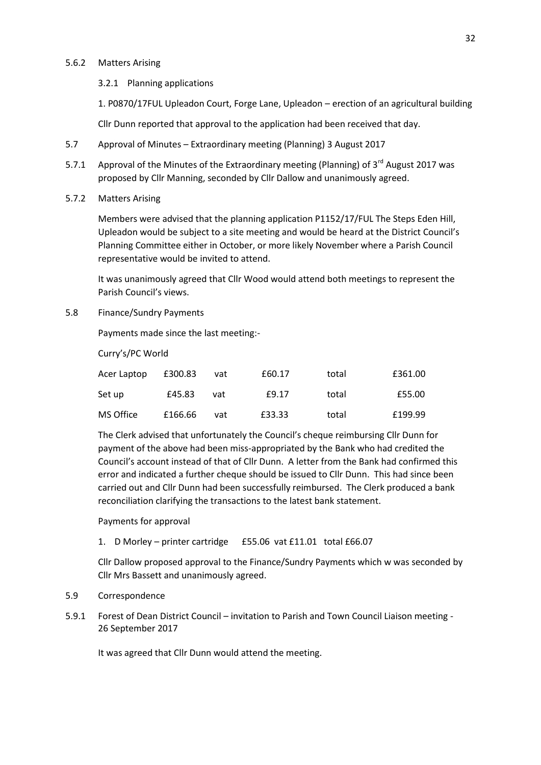5.6.2 Matters Arising

3.2.1 Planning applications

1. P0870/17FUL Upleadon Court, Forge Lane, Upleadon – erection of an agricultural building

Cllr Dunn reported that approval to the application had been received that day.

5.7 Approval of Minutes – Extraordinary meeting (Planning) 3 August 2017

5.7.1 Approval of the Minutes of the Extraordinary meeting (Planning) of 3rd August 2017 was proposed by Cllr Manning, seconded by Cllr Dallow and unanimously agreed.

5.7.2 Matters Arising

Members were advised that the planning application P1152/17/FUL The Steps Eden Hill, Upleadon would be subject to a site meeting and would be heard at the District Council's Planning Committee either in October, or more likely November where a Parish Council representative would be invited to attend.

It was unanimously agreed that Cllr Wood would attend both meetings to represent the Parish Council's views.

5.8 Finance/Sundry Payments

Payments made since the last meeting:-

Curry's/PC World

| | | | | | |
|---|---|---|---|---|---|
| Acer Laptop | £300.83 | vat | £60.17 | total | £361.00 |
| Set up | £45.83 | vat | £9.17 | total | £55.00 |
| MS Office | £166.66 | vat | £33.33 | total | £199.99 |

The Clerk advised that unfortunately the Council's cheque reimbursing Cllr Dunn for payment of the above had been miss-appropriated by the Bank who had credited the Council's account instead of that of Cllr Dunn. A letter from the Bank had confirmed this error and indicated a further cheque should be issued to Cllr Dunn. This had since been carried out and Cllr Dunn had been successfully reimbursed. The Clerk produced a bank reconciliation clarifying the transactions to the latest bank statement.

Payments for approval

1. D Morley – printer cartridge £55.06 vat £11.01 total £66.07

Cllr Dallow proposed approval to the Finance/Sundry Payments which w was seconded by Cllr Mrs Bassett and unanimously agreed.

5.9 Correspondence

5.9.1 Forest of Dean District Council – invitation to Parish and Town Council Liaison meeting - 26 September 2017

It was agreed that Cllr Dunn would attend the meeting.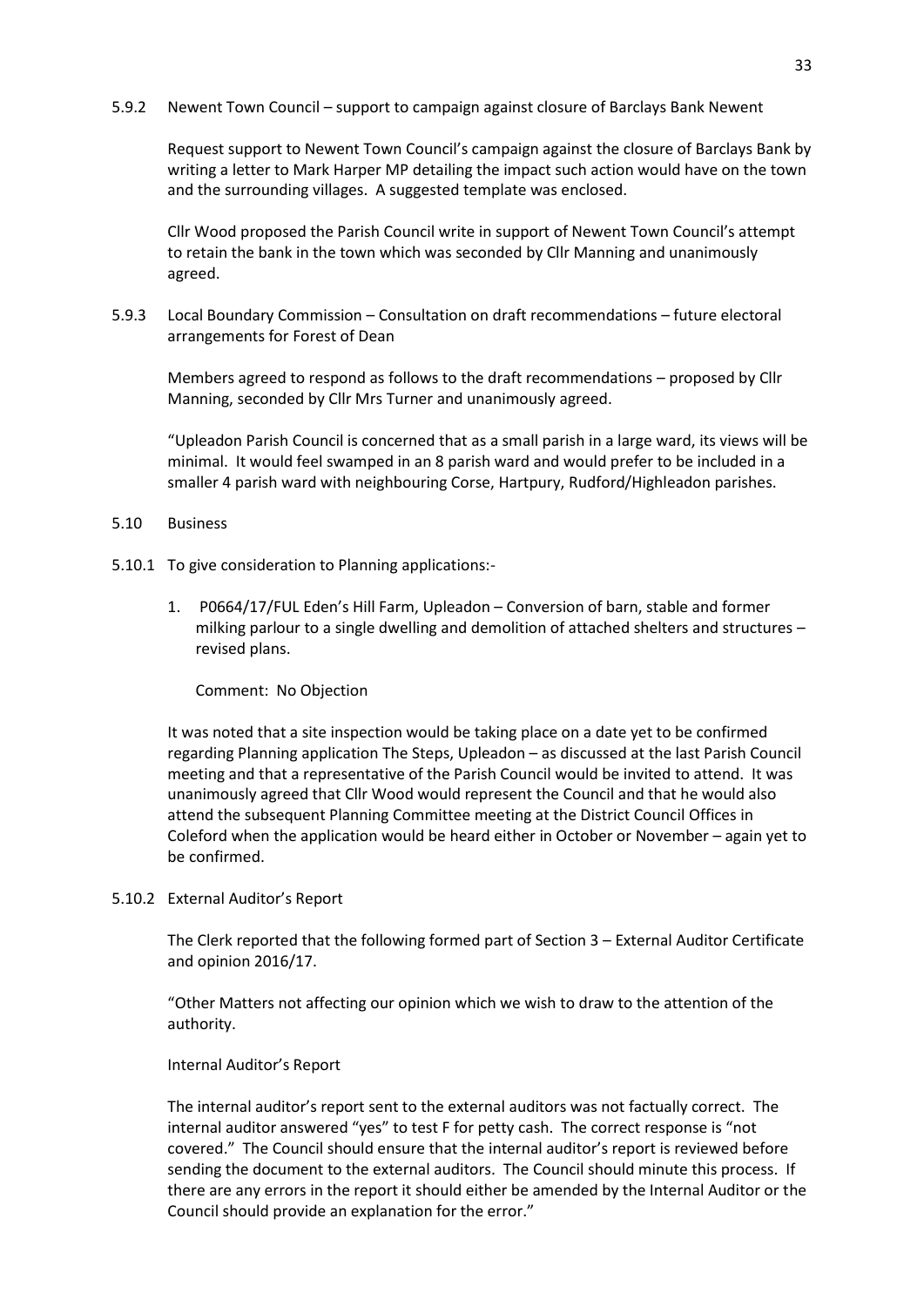5.9.2 Newent Town Council – support to campaign against closure of Barclays Bank Newent

Request support to Newent Town Council's campaign against the closure of Barclays Bank by writing a letter to Mark Harper MP detailing the impact such action would have on the town and the surrounding villages. A suggested template was enclosed.

Cllr Wood proposed the Parish Council write in support of Newent Town Council's attempt to retain the bank in the town which was seconded by Cllr Manning and unanimously agreed.

5.9.3 Local Boundary Commission – Consultation on draft recommendations – future electoral arrangements for Forest of Dean

Members agreed to respond as follows to the draft recommendations – proposed by Cllr Manning, seconded by Cllr Mrs Turner and unanimously agreed.

"Upleadon Parish Council is concerned that as a small parish in a large ward, its views will be minimal. It would feel swamped in an 8 parish ward and would prefer to be included in a smaller 4 parish ward with neighbouring Corse, Hartpury, Rudford/Highleadon parishes.

5.10 Business

5.10.1 To give consideration to Planning applications:-

1. P0664/17/FUL Eden's Hill Farm, Upleadon – Conversion of barn, stable and former milking parlour to a single dwelling and demolition of attached shelters and structures – revised plans.

   Comment: No Objection

It was noted that a site inspection would be taking place on a date yet to be confirmed regarding Planning application The Steps, Upleadon – as discussed at the last Parish Council meeting and that a representative of the Parish Council would be invited to attend. It was unanimously agreed that Cllr Wood would represent the Council and that he would also attend the subsequent Planning Committee meeting at the District Council Offices in Coleford when the application would be heard either in October or November – again yet to be confirmed.

5.10.2 External Auditor's Report

The Clerk reported that the following formed part of Section 3 – External Auditor Certificate and opinion 2016/17.

"Other Matters not affecting our opinion which we wish to draw to the attention of the authority.

Internal Auditor's Report

The internal auditor's report sent to the external auditors was not factually correct. The internal auditor answered "yes" to test F for petty cash. The correct response is "not covered." The Council should ensure that the internal auditor's report is reviewed before sending the document to the external auditors. The Council should minute this process. If there are any errors in the report it should either be amended by the Internal Auditor or the Council should provide an explanation for the error."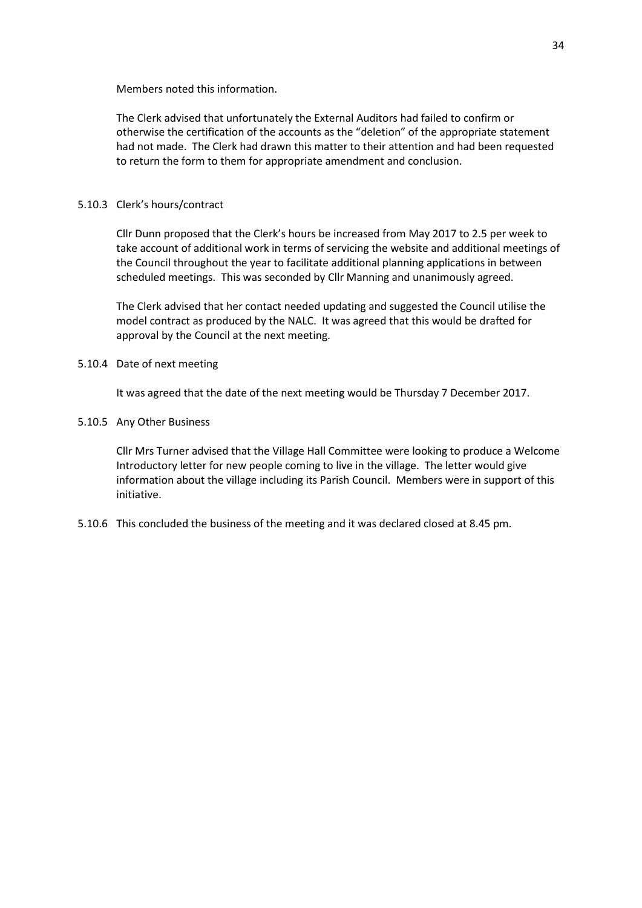Members noted this information.

The Clerk advised that unfortunately the External Auditors had failed to confirm or otherwise the certification of the accounts as the "deletion" of the appropriate statement had not made. The Clerk had drawn this matter to their attention and had been requested to return the form to them for appropriate amendment and conclusion.

5.10.3 Clerk's hours/contract

Cllr Dunn proposed that the Clerk's hours be increased from May 2017 to 2.5 per week to take account of additional work in terms of servicing the website and additional meetings of the Council throughout the year to facilitate additional planning applications in between scheduled meetings. This was seconded by Cllr Manning and unanimously agreed.

The Clerk advised that her contact needed updating and suggested the Council utilise the model contract as produced by the NALC. It was agreed that this would be drafted for approval by the Council at the next meeting.

5.10.4 Date of next meeting

It was agreed that the date of the next meeting would be Thursday 7 December 2017.

5.10.5 Any Other Business

Cllr Mrs Turner advised that the Village Hall Committee were looking to produce a Welcome Introductory letter for new people coming to live in the village. The letter would give information about the village including its Parish Council. Members were in support of this initiative.

5.10.6 This concluded the business of the meeting and it was declared closed at 8.45 pm.